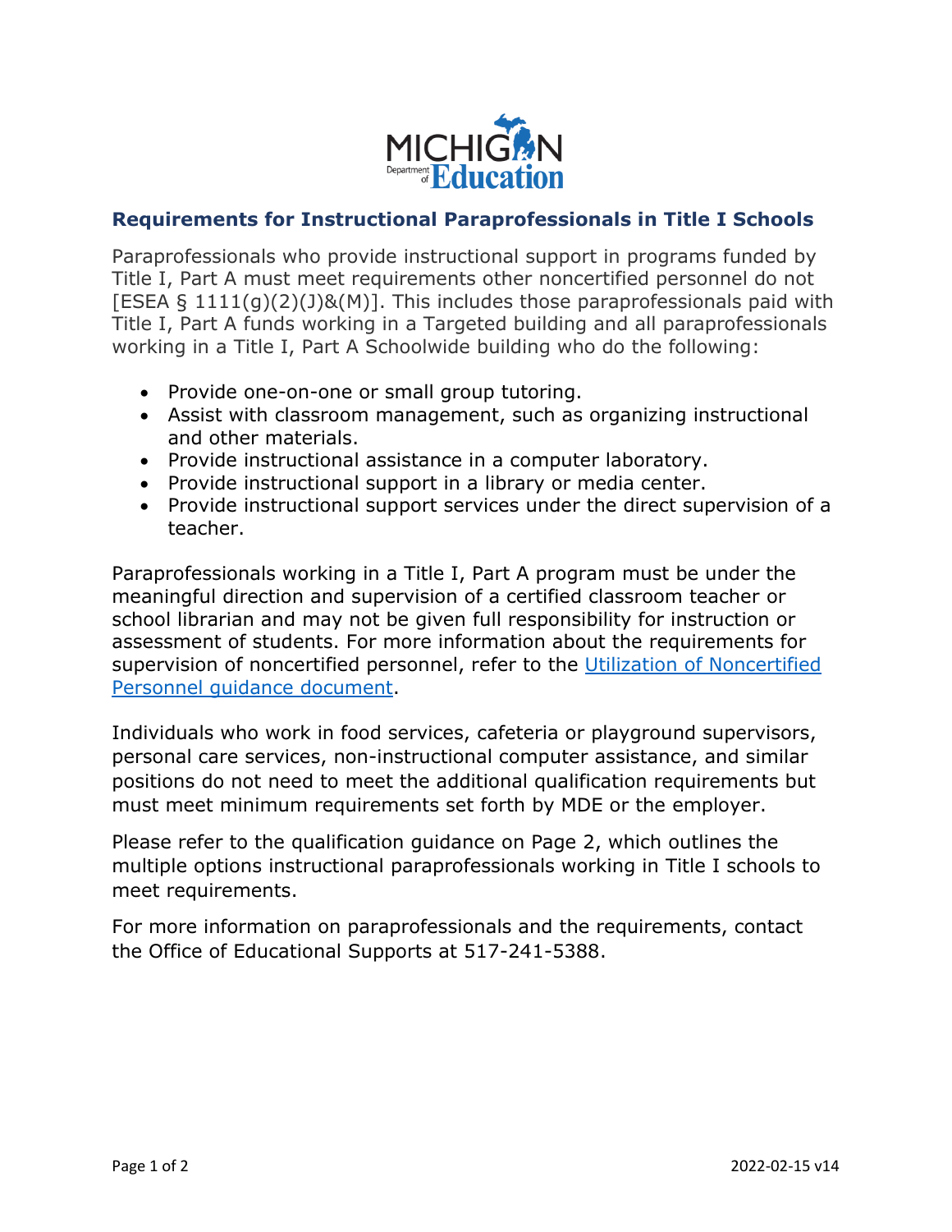MICHIGAN Department of Education

## Requirements for Instructional Paraprofessionals in Title I Schools

Paraprofessionals who provide instructional support in programs funded by Title I, Part A must meet requirements other noncertified personnel do not [ESEA § 1111(g)(2)(J)&(M)]. This includes those paraprofessionals paid with Title I, Part A funds working in a Targeted building and all paraprofessionals working in a Title I, Part A Schoolwide building who do the following:

- Provide one-on-one or small group tutoring.
- Assist with classroom management, such as organizing instructional and other materials.
- Provide instructional assistance in a computer laboratory.
- Provide instructional support in a library or media center.
- Provide instructional support services under the direct supervision of a teacher.

Paraprofessionals working in a Title I, Part A program must be under the meaningful direction and supervision of a certified classroom teacher or school librarian and may not be given full responsibility for instruction or assessment of students. For more information about the requirements for supervision of noncertified personnel, refer to the [Utilization of Noncertified Personnel guidance document]().

Individuals who work in food services, cafeteria or playground supervisors, personal care services, non-instructional computer assistance, and similar positions do not need to meet the additional qualification requirements but must meet minimum requirements set forth by MDE or the employer.

Please refer to the qualification guidance on Page 2, which outlines the multiple options instructional paraprofessionals working in Title I schools to meet requirements.

For more information on paraprofessionals and the requirements, contact the Office of Educational Supports at 517-241-5388.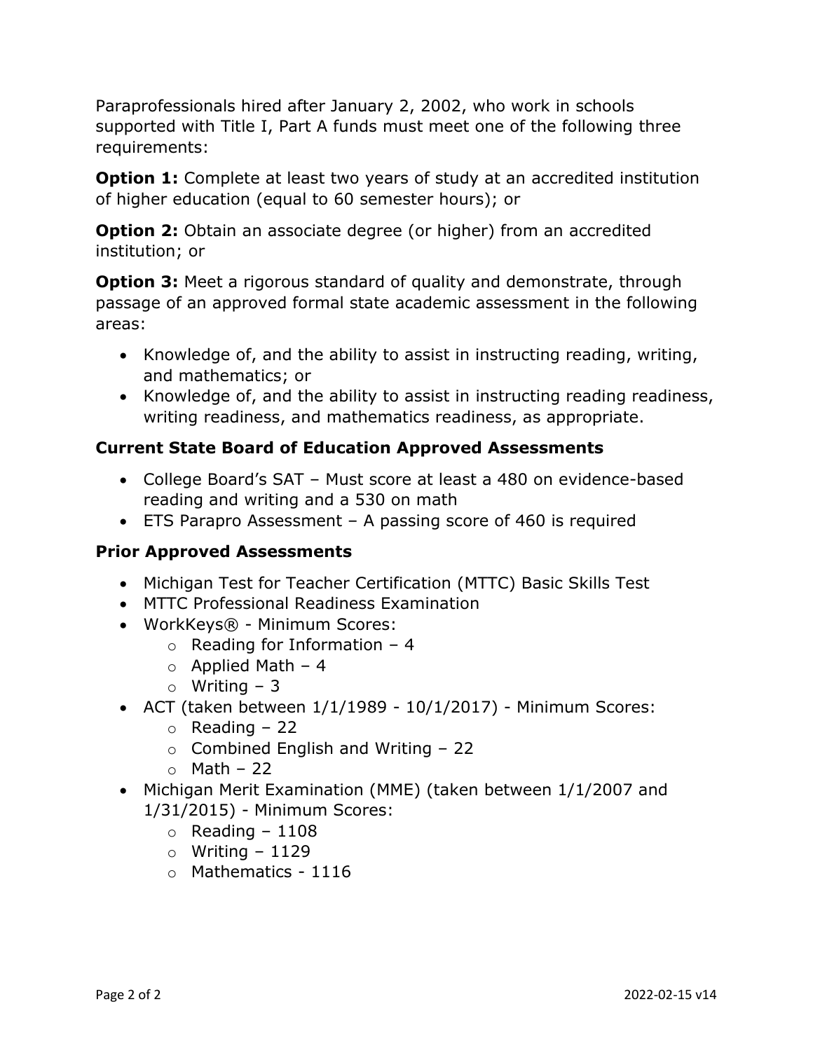Paraprofessionals hired after January 2, 2002, who work in schools supported with Title I, Part A funds must meet one of the following three requirements:

**Option 1:** Complete at least two years of study at an accredited institution of higher education (equal to 60 semester hours); or

**Option 2:** Obtain an associate degree (or higher) from an accredited institution; or

**Option 3:** Meet a rigorous standard of quality and demonstrate, through passage of an approved formal state academic assessment in the following areas:

- Knowledge of, and the ability to assist in instructing reading, writing, and mathematics; or
- Knowledge of, and the ability to assist in instructing reading readiness, writing readiness, and mathematics readiness, as appropriate.

### Current State Board of Education Approved Assessments

- College Board's SAT – Must score at least a 480 on evidence-based reading and writing and a 530 on math
- ETS Parapro Assessment – A passing score of 460 is required

### Prior Approved Assessments

- Michigan Test for Teacher Certification (MTTC) Basic Skills Test
- MTTC Professional Readiness Examination
- WorkKeys® - Minimum Scores:
    - Reading for Information – 4
    - Applied Math – 4
    - Writing – 3
- ACT (taken between 1/1/1989 - 10/1/2017) - Minimum Scores:
    - Reading – 22
    - Combined English and Writing – 22
    - Math – 22
- Michigan Merit Examination (MME) (taken between 1/1/2007 and 1/31/2015) - Minimum Scores:
    - Reading – 1108
    - Writing – 1129
    - Mathematics - 1116